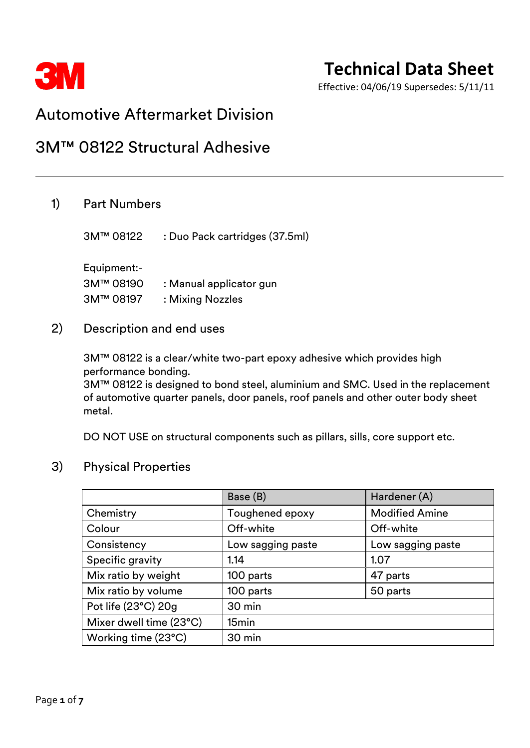3M

# Technical Data Sheet

Effective: 04/06/19 Supersedes: 5/11/11

## Automotive Aftermarket Division

## 3M™ 08122 Structural Adhesive

---

### 1) Part Numbers

3M™ 08122 : Duo Pack cartridges (37.5ml)

Equipment:-
3M™ 08190 : Manual applicator gun
3M™ 08197 : Mixing Nozzles

### 2) Description and end uses

3M™ 08122 is a clear/white two-part epoxy adhesive which provides high performance bonding.
3M™ 08122 is designed to bond steel, aluminium and SMC. Used in the replacement of automotive quarter panels, door panels, roof panels and other outer body sheet metal.

DO NOT USE on structural components such as pillars, sills, core support etc.

### 3) Physical Properties

| | Base (B) | Hardener (A) |
|---|---|---|
| Chemistry | Toughened epoxy | Modified Amine |
| Colour | Off-white | Off-white |
| Consistency | Low sagging paste | Low sagging paste |
| Specific gravity | 1.14 | 1.07 |
| Mix ratio by weight | 100 parts | 47 parts |
| Mix ratio by volume | 100 parts | 50 parts |
| Pot life (23°C) 20g | 30 min | |
| Mixer dwell time (23°C) | 15min | |
| Working time (23°C) | 30 min | |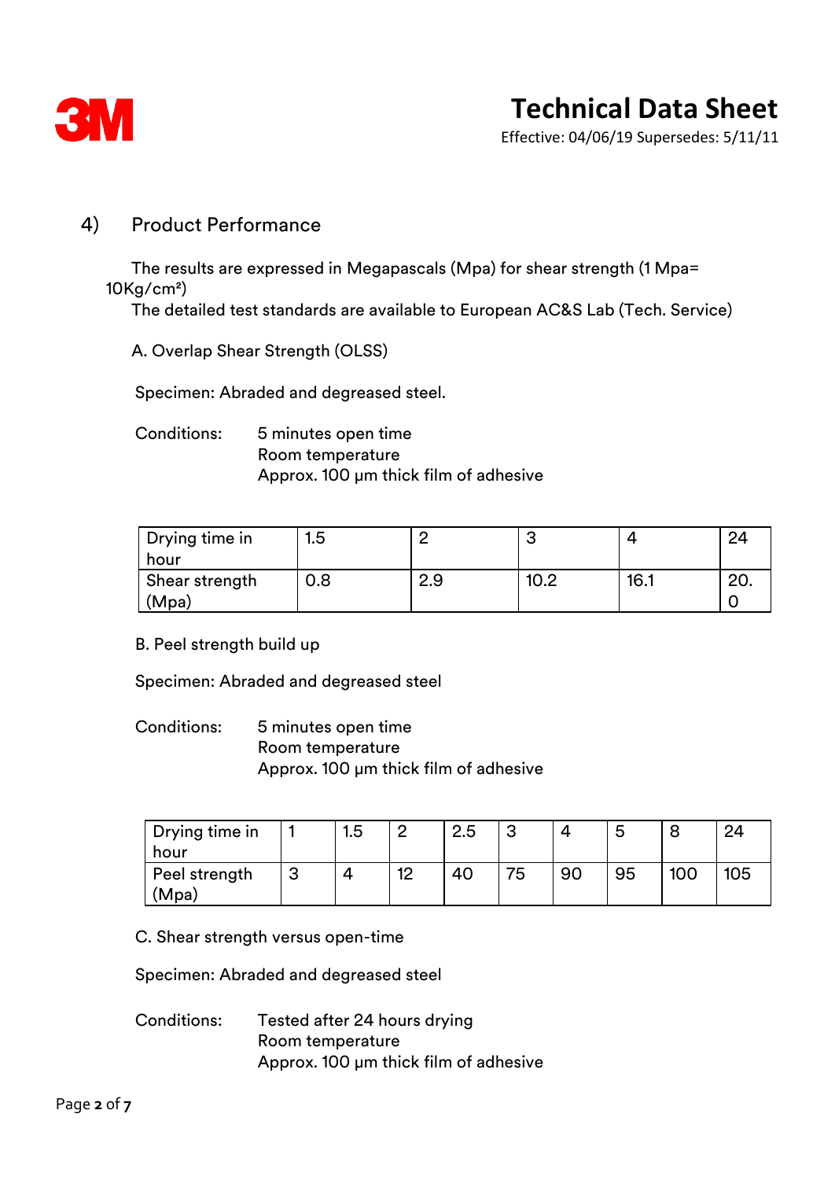## 4) Product Performance

The results are expressed in Megapascals (Mpa) for shear strength (1 Mpa= 10Kg/cm²)
The detailed test standards are available to European AC&S Lab (Tech. Service)

A. Overlap Shear Strength (OLSS)

Specimen: Abraded and degreased steel.

Conditions: 5 minutes open time
Room temperature
Approx. 100 µm thick film of adhesive

| Drying time in hour | 1.5 | 2 | 3 | 4 | 24 |
|---|---|---|---|---|---|
| Shear strength (Mpa) | 0.8 | 2.9 | 10.2 | 16.1 | 20.0 |

B. Peel strength build up

Specimen: Abraded and degreased steel

Conditions: 5 minutes open time
Room temperature
Approx. 100 µm thick film of adhesive

| Drying time in hour | 1 | 1.5 | 2 | 2.5 | 3 | 4 | 5 | 8 | 24 |
|---|---|---|---|---|---|---|---|---|---|
| Peel strength (Mpa) | 3 | 4 | 12 | 40 | 75 | 90 | 95 | 100 | 105 |

C. Shear strength versus open-time

Specimen: Abraded and degreased steel

Conditions: Tested after 24 hours drying
Room temperature
Approx. 100 µm thick film of adhesive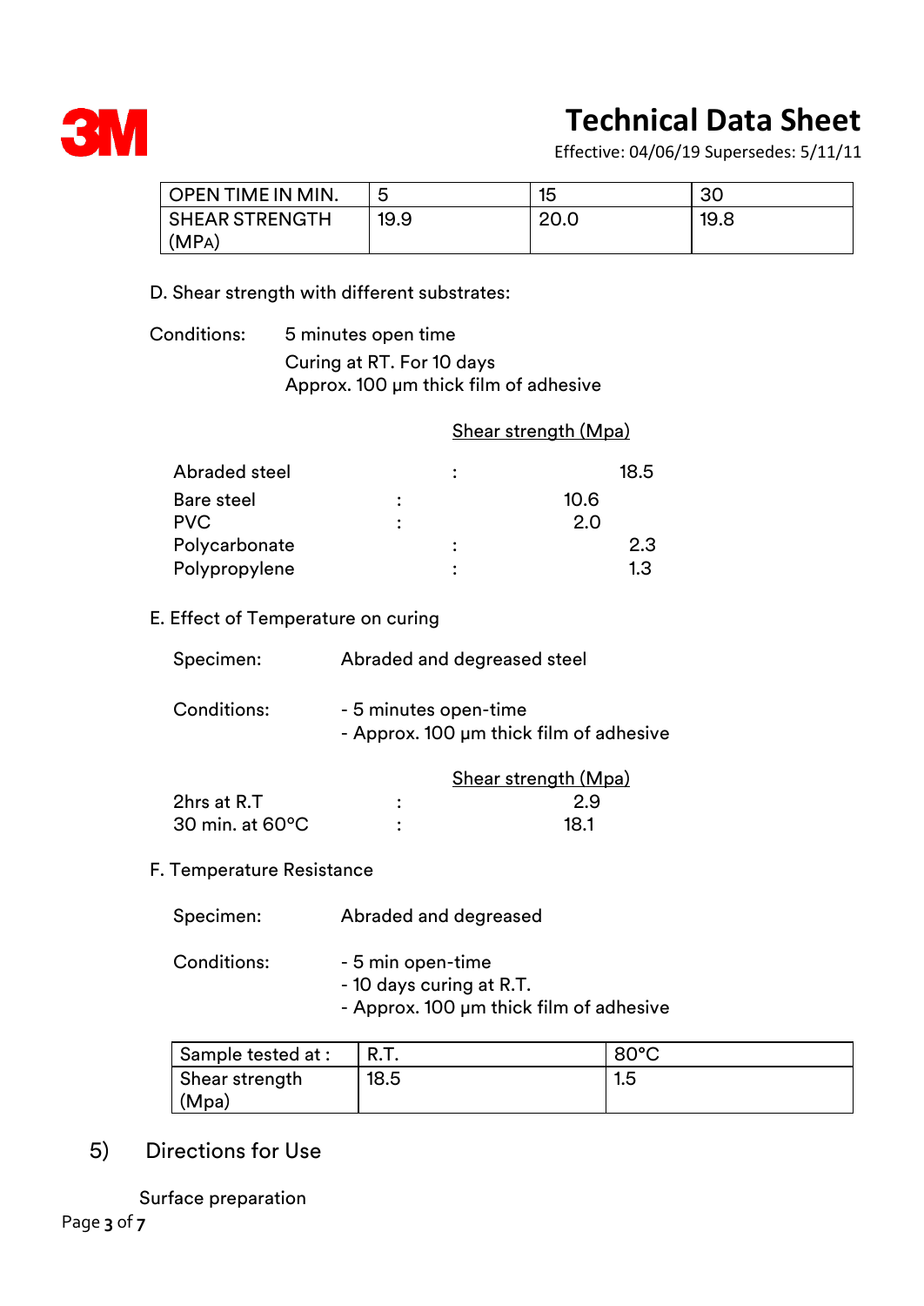| OPEN TIME IN MIN. | 5 | 15 | 30 |
| --- | --- | --- | --- |
| SHEAR STRENGTH (MPA) | 19.9 | 20.0 | 19.8 |

D. Shear strength with different substrates:

Conditions: 5 minutes open time
Curing at RT. For 10 days
Approx. 100 µm thick film of adhesive

| | | Shear strength (Mpa) |
| --- | --- | --- |
| Abraded steel | : | 18.5 |
| Bare steel | : | 10.6 |
| PVC | : | 2.0 |
| Polycarbonate | : | 2.3 |
| Polypropylene | : | 1.3 |

E. Effect of Temperature on curing

Specimen: Abraded and degreased steel

Conditions:
- 5 minutes open-time
- Approx. 100 µm thick film of adhesive

| | | Shear strength (Mpa) |
| --- | --- | --- |
| 2hrs at R.T | : | 2.9 |
| 30 min. at 60°C | : | 18.1 |

F. Temperature Resistance

Specimen: Abraded and degreased

Conditions:
- 5 min open-time
- 10 days curing at R.T.
- Approx. 100 µm thick film of adhesive

| Sample tested at : | R.T. | 80°C |
| --- | --- | --- |
| Shear strength (Mpa) | 18.5 | 1.5 |

## 5) Directions for Use

Surface preparation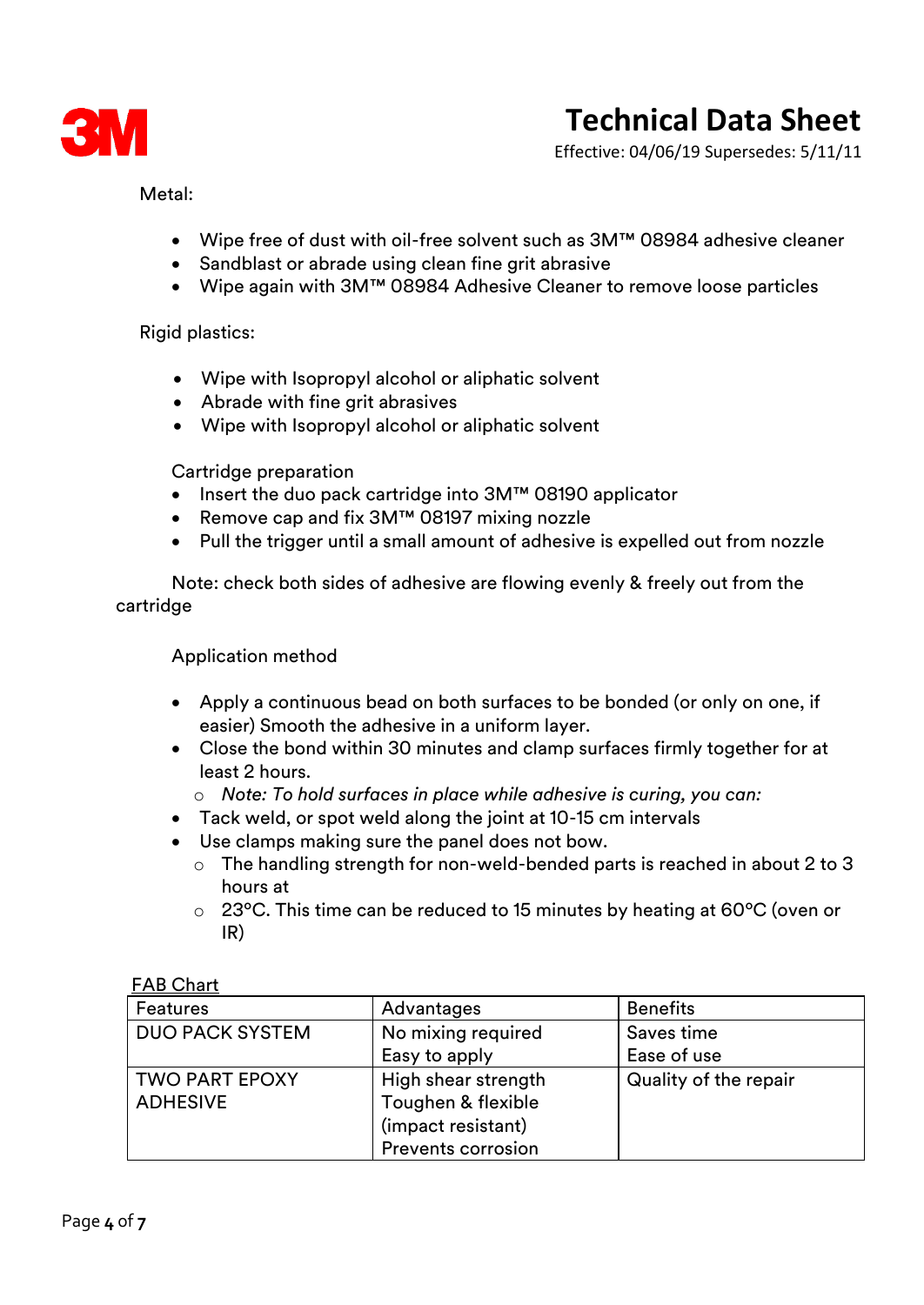Metal:

- Wipe free of dust with oil-free solvent such as 3M™ 08984 adhesive cleaner
- Sandblast or abrade using clean fine grit abrasive
- Wipe again with 3M™ 08984 Adhesive Cleaner to remove loose particles

Rigid plastics:

- Wipe with Isopropyl alcohol or aliphatic solvent
- Abrade with fine grit abrasives
- Wipe with Isopropyl alcohol or aliphatic solvent

Cartridge preparation

- Insert the duo pack cartridge into 3M™ 08190 applicator
- Remove cap and fix 3M™ 08197 mixing nozzle
- Pull the trigger until a small amount of adhesive is expelled out from nozzle

Note: check both sides of adhesive are flowing evenly & freely out from the cartridge

Application method

- Apply a continuous bead on both surfaces to be bonded (or only on one, if easier) Smooth the adhesive in a uniform layer.
- Close the bond within 30 minutes and clamp surfaces firmly together for at least 2 hours.
  - *Note: To hold surfaces in place while adhesive is curing, you can:*
- Tack weld, or spot weld along the joint at 10-15 cm intervals
- Use clamps making sure the panel does not bow.
  - The handling strength for non-weld-bended parts is reached in about 2 to 3 hours at
  - 23°C. This time can be reduced to 15 minutes by heating at 60°C (oven or IR)

FAB Chart

| Features | Advantages | Benefits |
| --- | --- | --- |
| DUO PACK SYSTEM | No mixing required<br>Easy to apply | Saves time<br>Ease of use |
| TWO PART EPOXY ADHESIVE | High shear strength<br>Toughen & flexible (impact resistant)<br>Prevents corrosion | Quality of the repair |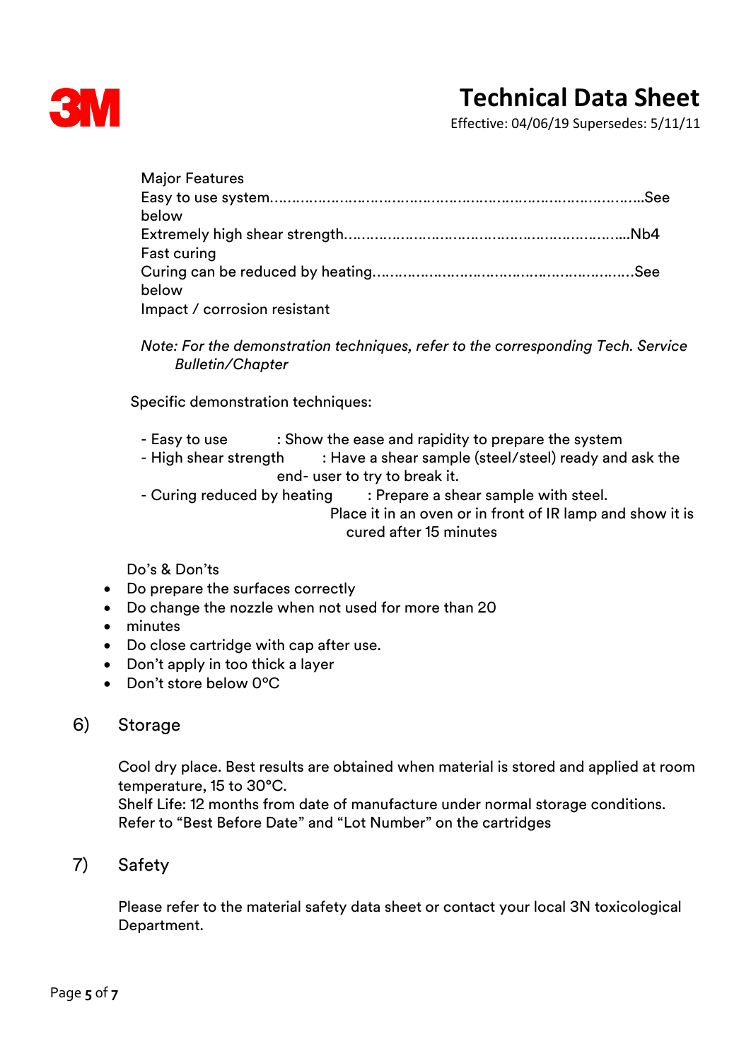Major Features

Easy to use system…………………………………………………………………………..See below

Extremely high shear strength………………………………………………………....Nb4

Fast curing

Curing can be reduced by heating…………………………………………………….See below

Impact / corrosion resistant

*Note: For the demonstration techniques, refer to the corresponding Tech. Service Bulletin/Chapter*

Specific demonstration techniques:

- Easy to use : Show the ease and rapidity to prepare the system
- High shear strength : Have a shear sample (steel/steel) ready and ask the end- user to try to break it.
- Curing reduced by heating : Prepare a shear sample with steel. Place it in an oven or in front of IR lamp and show it is cured after 15 minutes

Do's & Don'ts

- Do prepare the surfaces correctly
- Do change the nozzle when not used for more than 20
- minutes
- Do close cartridge with cap after use.
- Don't apply in too thick a layer
- Don't store below 0ºC

## 6) Storage

Cool dry place. Best results are obtained when material is stored and applied at room temperature, 15 to 30°C.
Shelf Life: 12 months from date of manufacture under normal storage conditions.
Refer to "Best Before Date" and "Lot Number" on the cartridges

## 7) Safety

Please refer to the material safety data sheet or contact your local 3N toxicological Department.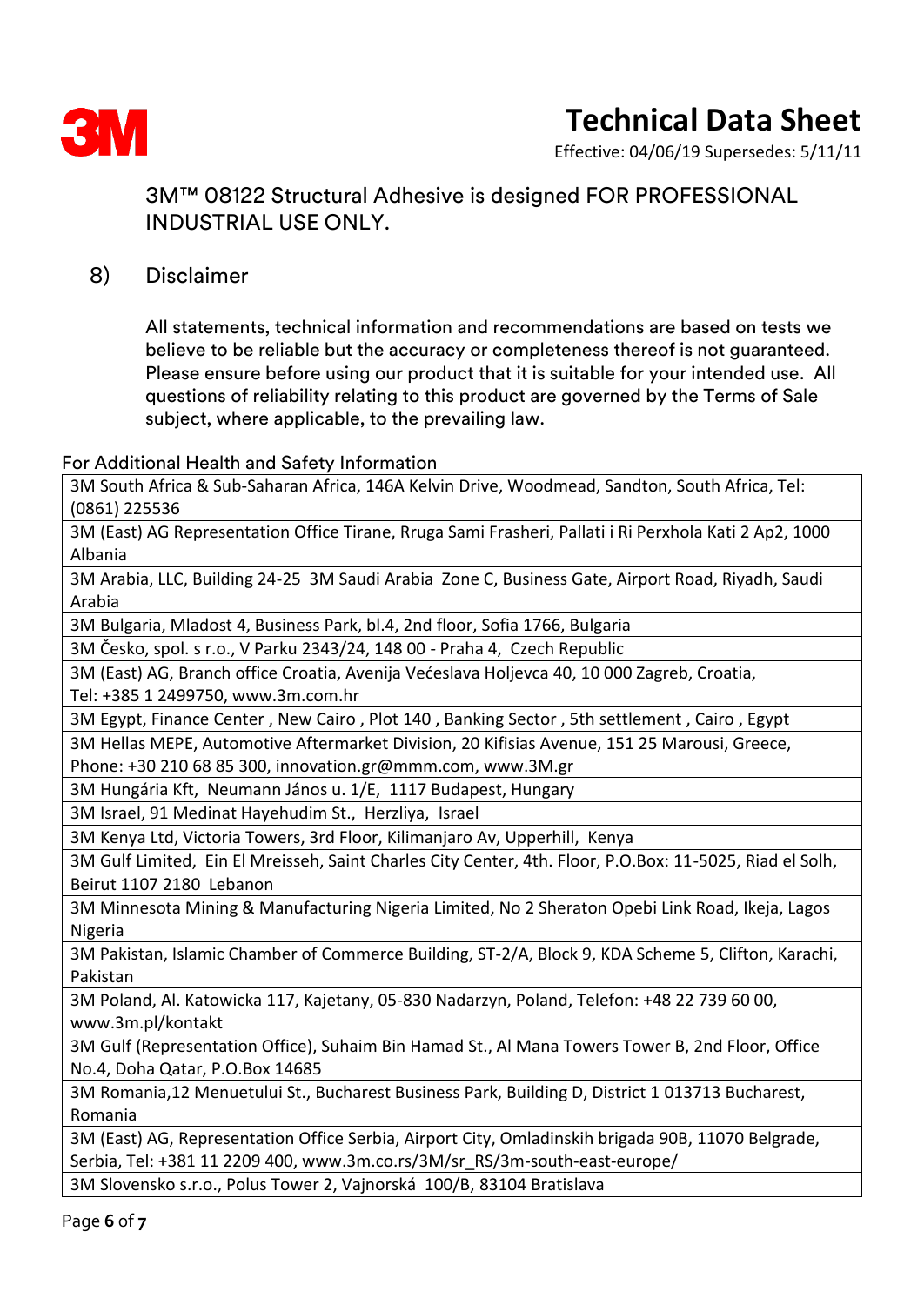3M™ 08122 Structural Adhesive is designed FOR PROFESSIONAL INDUSTRIAL USE ONLY.

## 8) Disclaimer

All statements, technical information and recommendations are based on tests we believe to be reliable but the accuracy or completeness thereof is not guaranteed. Please ensure before using our product that it is suitable for your intended use. All questions of reliability relating to this product are governed by the Terms of Sale subject, where applicable, to the prevailing law.

For Additional Health and Safety Information

| |
|---|
| 3M South Africa & Sub-Saharan Africa, 146A Kelvin Drive, Woodmead, Sandton, South Africa, Tel: (0861) 225536 |
| 3M (East) AG Representation Office Tirane, Rruga Sami Frasheri, Pallati i Ri Perxhola Kati 2 Ap2, 1000 Albania |
| 3M Arabia, LLC, Building 24-25 3M Saudi Arabia Zone C, Business Gate, Airport Road, Riyadh, Saudi Arabia |
| 3M Bulgaria, Mladost 4, Business Park, bl.4, 2nd floor, Sofia 1766, Bulgaria |
| 3M Česko, spol. s r.o., V Parku 2343/24, 148 00 - Praha 4, Czech Republic |
| 3M (East) AG, Branch office Croatia, Avenija Većeslava Holjevca 40, 10 000 Zagreb, Croatia, Tel: +385 1 2499750, www.3m.com.hr |
| 3M Egypt, Finance Center , New Cairo , Plot 140 , Banking Sector , 5th settlement , Cairo , Egypt |
| 3M Hellas MEPE, Automotive Aftermarket Division, 20 Kifisias Avenue, 151 25 Marousi, Greece, Phone: +30 210 68 85 300, innovation.gr@mmm.com, www.3M.gr |
| 3M Hungária Kft, Neumann János u. 1/E, 1117 Budapest, Hungary |
| 3M Israel, 91 Medinat Hayehudim St., Herzliya, Israel |
| 3M Kenya Ltd, Victoria Towers, 3rd Floor, Kilimanjaro Av, Upperhill, Kenya |
| 3M Gulf Limited, Ein El Mreisseh, Saint Charles City Center, 4th. Floor, P.O.Box: 11-5025, Riad el Solh, Beirut 1107 2180 Lebanon |
| 3M Minnesota Mining & Manufacturing Nigeria Limited, No 2 Sheraton Opebi Link Road, Ikeja, Lagos Nigeria |
| 3M Pakistan, Islamic Chamber of Commerce Building, ST-2/A, Block 9, KDA Scheme 5, Clifton, Karachi, Pakistan |
| 3M Poland, Al. Katowicka 117, Kajetany, 05-830 Nadarzyn, Poland, Telefon: +48 22 739 60 00, www.3m.pl/kontakt |
| 3M Gulf (Representation Office), Suhaim Bin Hamad St., Al Mana Towers Tower B, 2nd Floor, Office No.4, Doha Qatar, P.O.Box 14685 |
| 3M Romania,12 Menuetului St., Bucharest Business Park, Building D, District 1 013713 Bucharest, Romania |
| 3M (East) AG, Representation Office Serbia, Airport City, Omladinskih brigada 90B, 11070 Belgrade, Serbia, Tel: +381 11 2209 400, www.3m.co.rs/3M/sr_RS/3m-south-east-europe/ |
| 3M Slovensko s.r.o., Polus Tower 2, Vajnorská 100/B, 83104 Bratislava |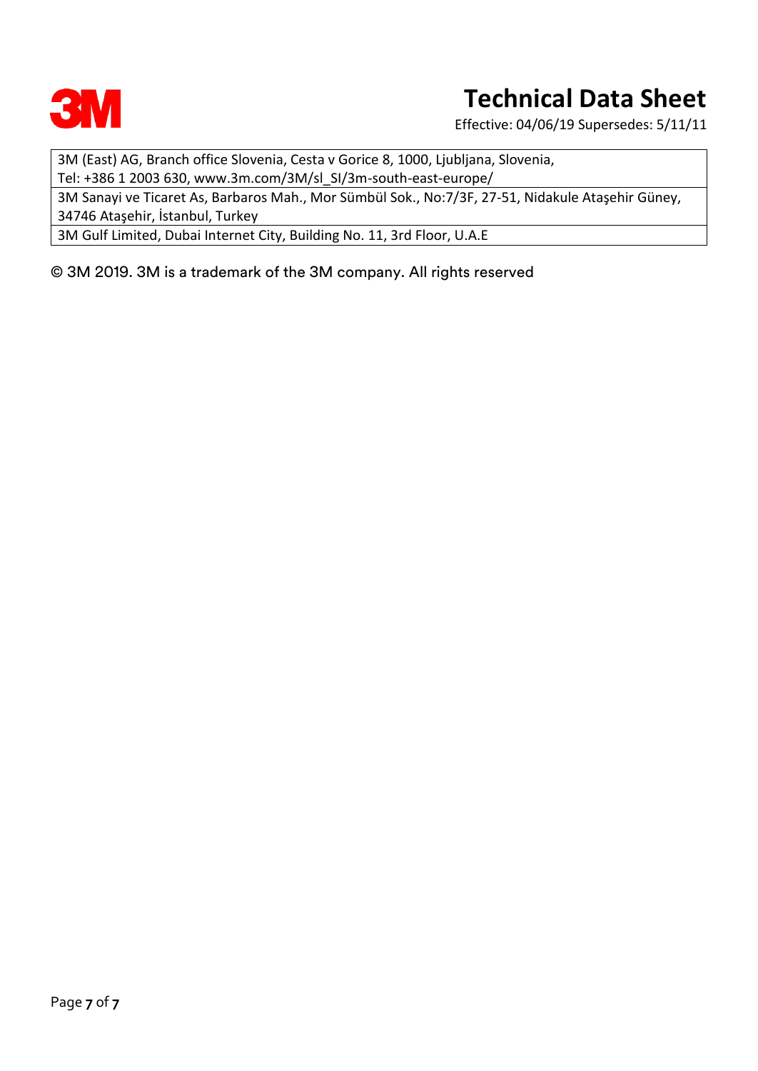| |
|---|
| 3M (East) AG, Branch office Slovenia, Cesta v Gorice 8, 1000, Ljubljana, Slovenia, Tel: +386 1 2003 630, www.3m.com/3M/sl_SI/3m-south-east-europe/ |
| 3M Sanayi ve Ticaret As, Barbaros Mah., Mor Sümbül Sok., No:7/3F, 27-51, Nidakule Ataşehir Güney, 34746 Ataşehir, İstanbul, Turkey |
| 3M Gulf Limited, Dubai Internet City, Building No. 11, 3rd Floor, U.A.E |

© 3M 2019. 3M is a trademark of the 3M company. All rights reserved